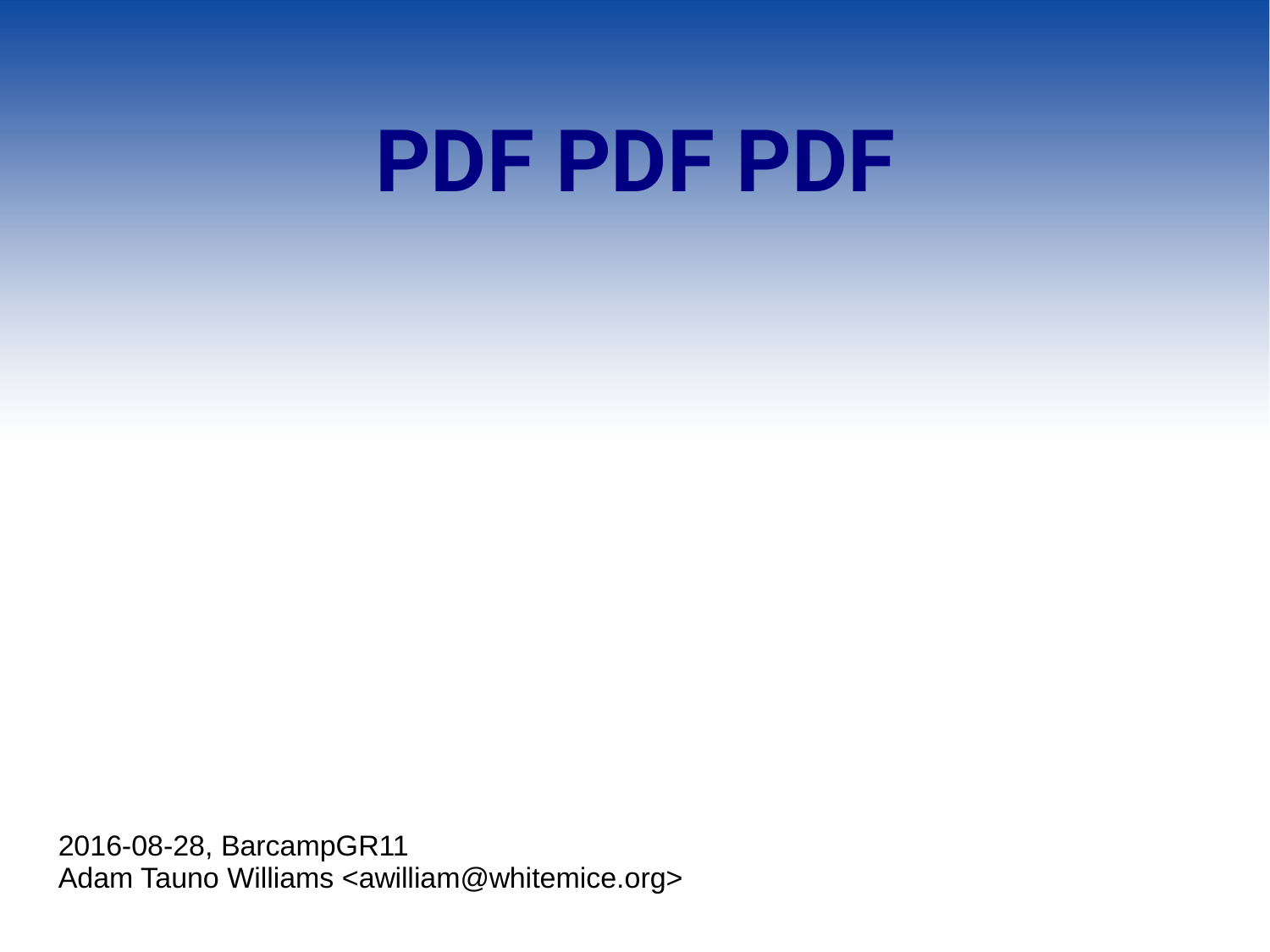# PDF PDF PDF

2016-08-28, BarcampGR11
Adam Tauno Williams <awilliam@whitemice.org>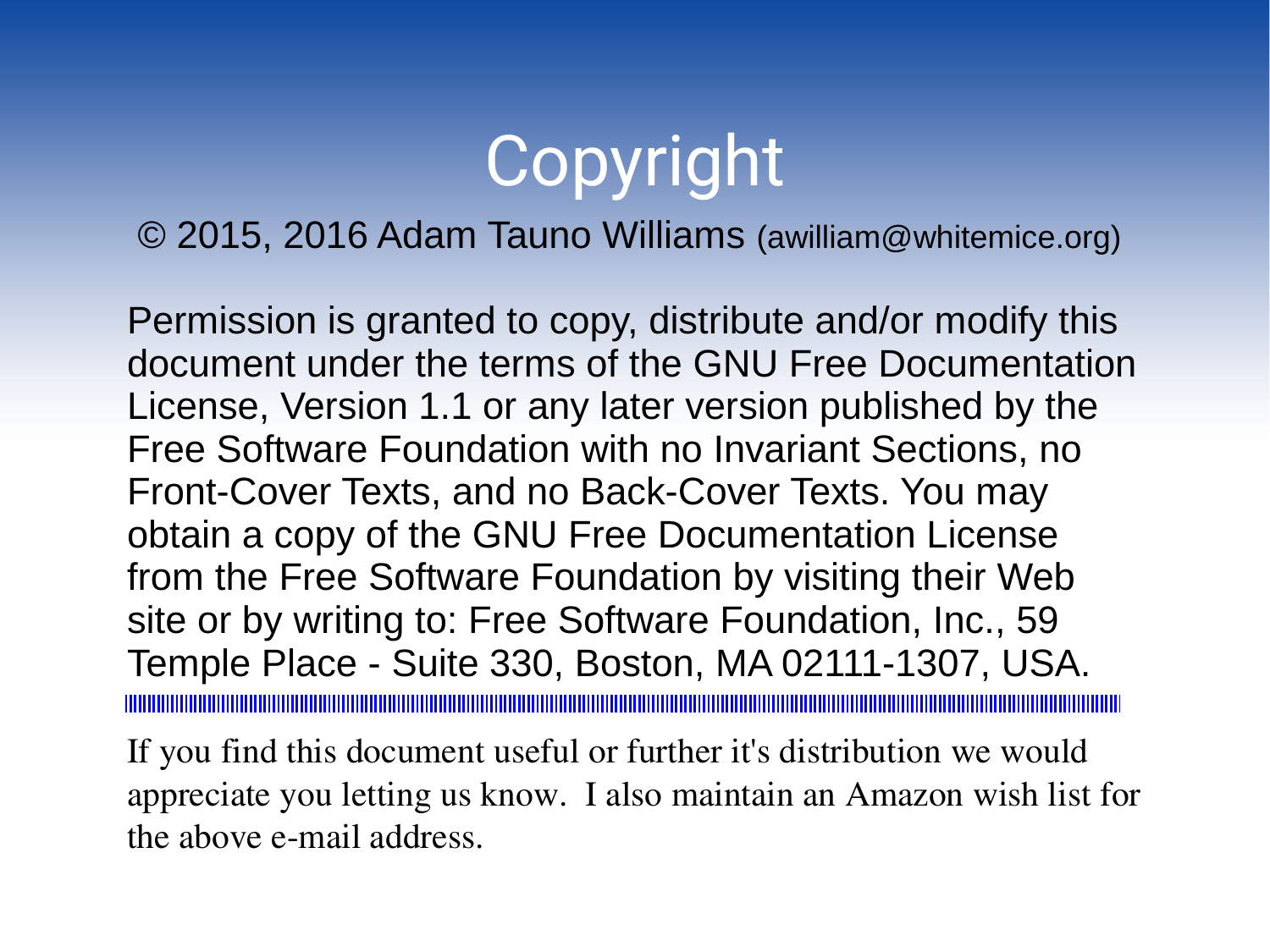# Copyright

© 2015, 2016 Adam Tauno Williams (awilliam@whitemice.org)

Permission is granted to copy, distribute and/or modify this document under the terms of the GNU Free Documentation License, Version 1.1 or any later version published by the Free Software Foundation with no Invariant Sections, no Front-Cover Texts, and no Back-Cover Texts. You may obtain a copy of the GNU Free Documentation License from the Free Software Foundation by visiting their Web site or by writing to: Free Software Foundation, Inc., 59 Temple Place - Suite 330, Boston, MA 02111-1307, USA.

---

If you find this document useful or further it's distribution we would appreciate you letting us know. I also maintain an Amazon wish list for the above e-mail address.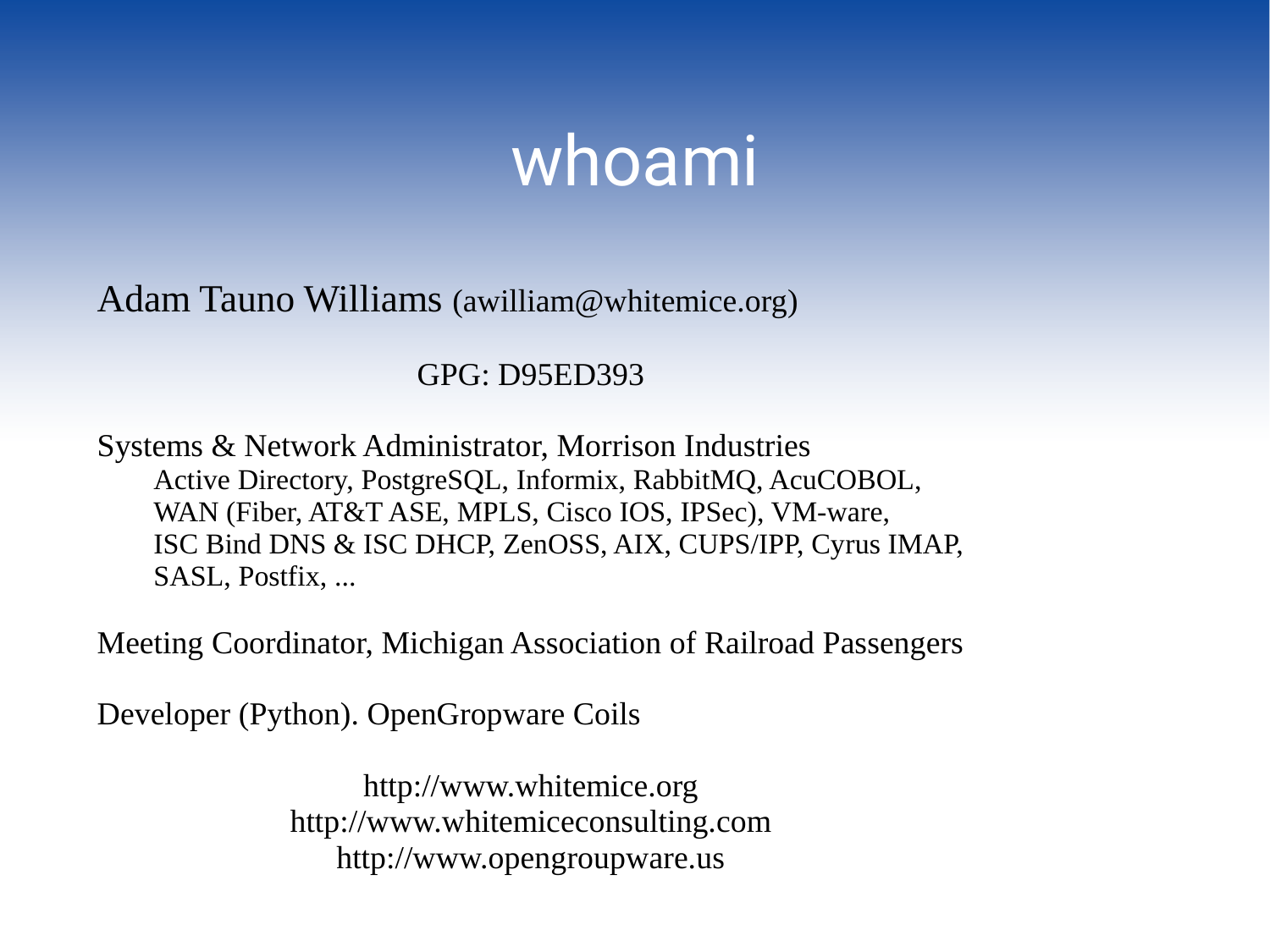# whoami

Adam Tauno Williams (awilliam@whitemice.org)

GPG: D95ED393

Systems & Network Administrator, Morrison Industries

Active Directory, PostgreSQL, Informix, RabbitMQ, AcuCOBOL, WAN (Fiber, AT&T ASE, MPLS, Cisco IOS, IPSec), VM-ware, ISC Bind DNS & ISC DHCP, ZenOSS, AIX, CUPS/IPP, Cyrus IMAP, SASL, Postfix, ...

Meeting Coordinator, Michigan Association of Railroad Passengers

Developer (Python). OpenGropware Coils

http://www.whitemice.org
http://www.whitemiceconsulting.com
http://www.opengroupware.us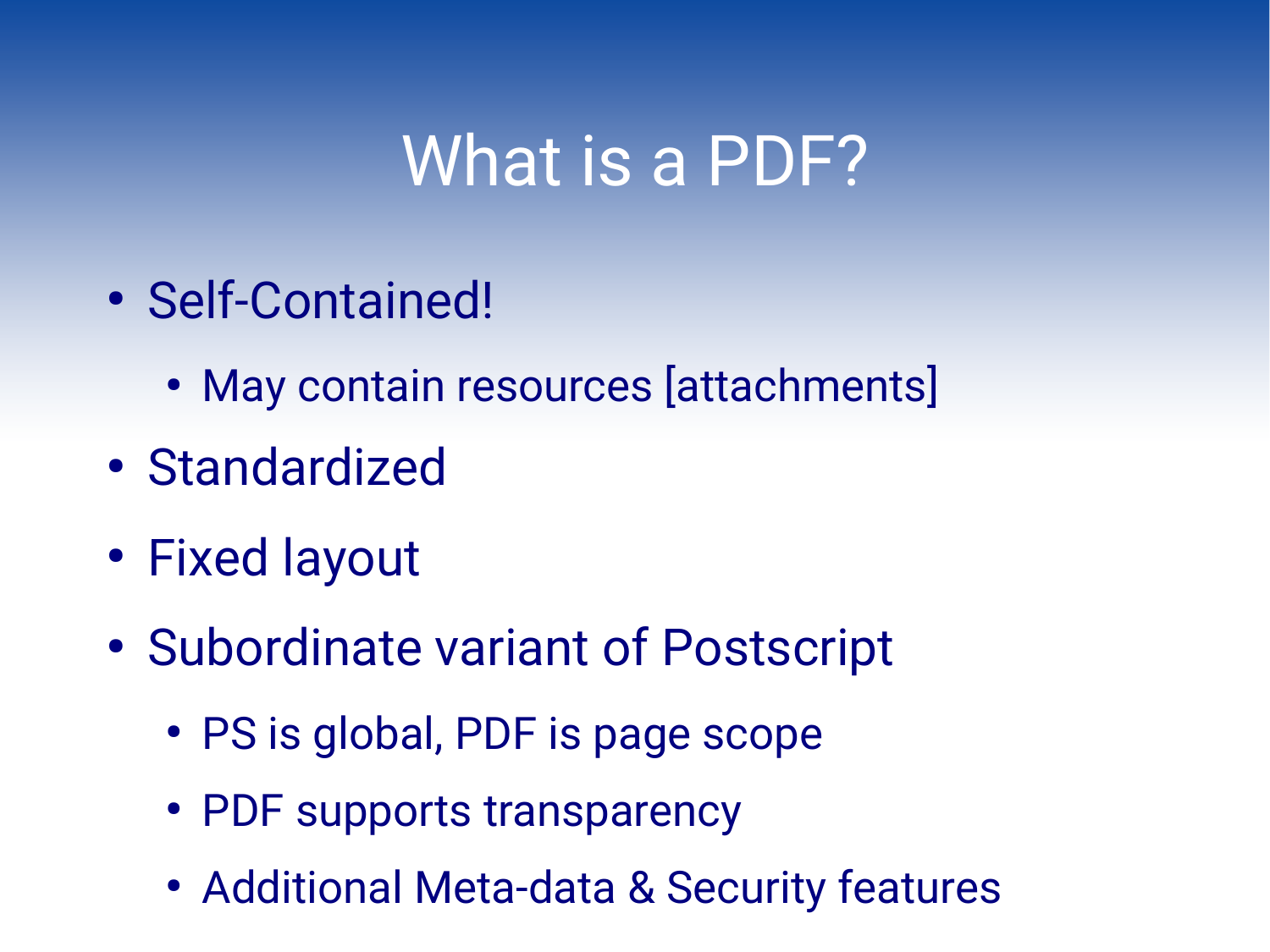# What is a PDF?

- Self-Contained!
  - May contain resources [attachments]
- Standardized
- Fixed layout
- Subordinate variant of Postscript
  - PS is global, PDF is page scope
  - PDF supports transparency
  - Additional Meta-data & Security features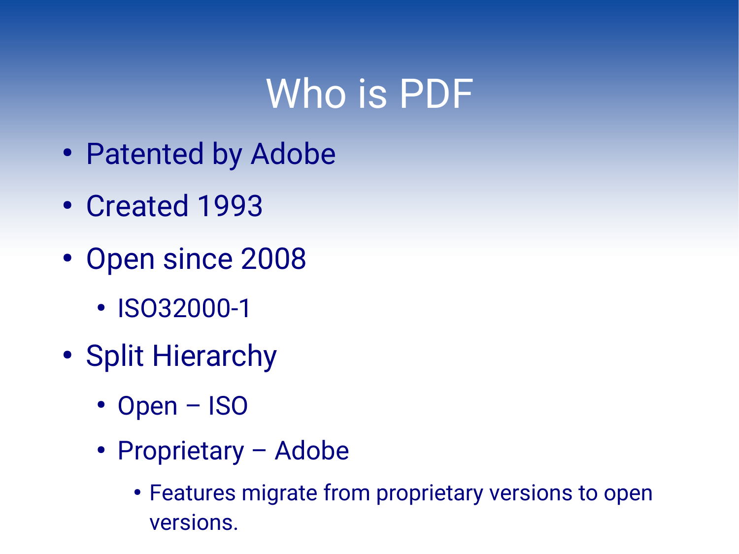# Who is PDF

- Patented by Adobe
- Created 1993
- Open since 2008
  - ISO32000-1
- Split Hierarchy
  - Open – ISO
  - Proprietary – Adobe
    - Features migrate from proprietary versions to open versions.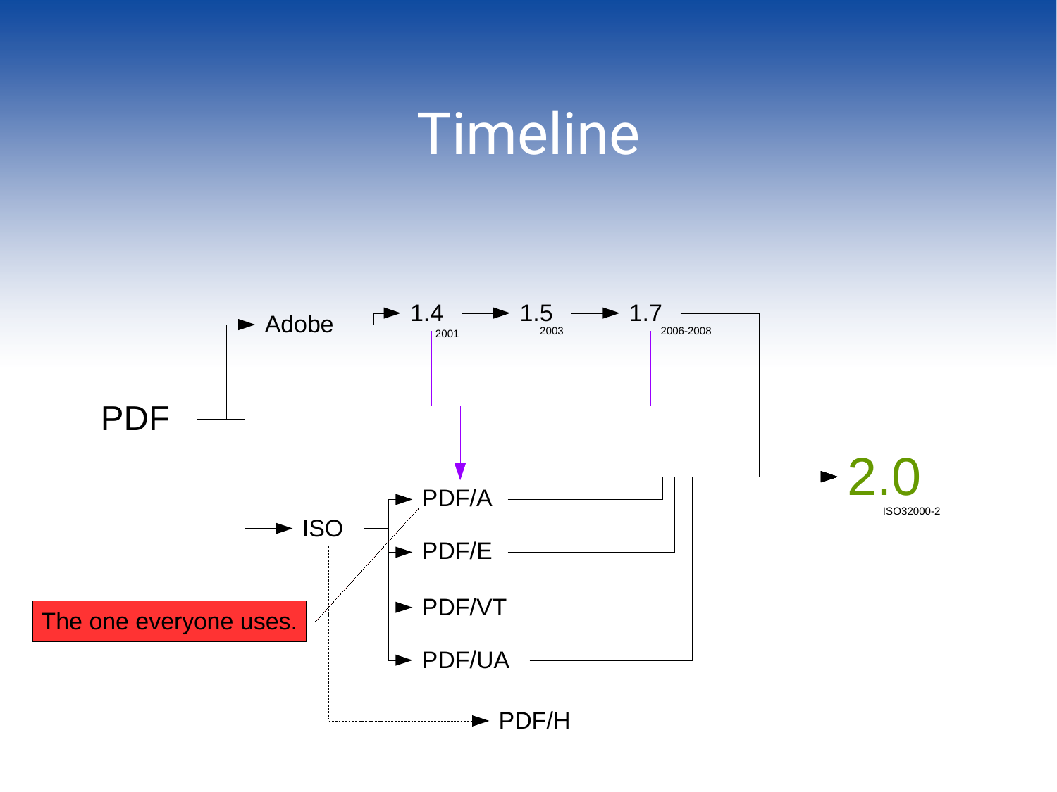# Timeline

PDF

Adobe → 1.4 (2001) → 1.5 (2003) → 1.7 (2006-2008)

ISO → PDF/A, PDF/E, PDF/VT, PDF/UA, PDF/H

2.0

ISO32000-2

The one everyone uses.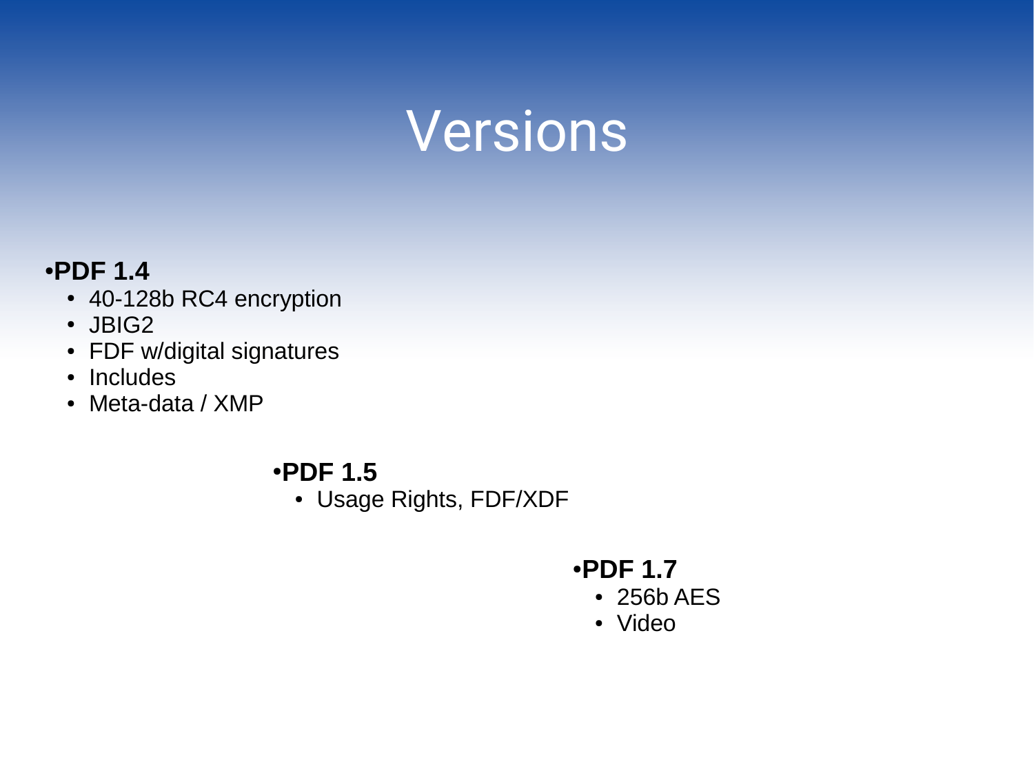# Versions

- **PDF 1.4**
  - 40-128b RC4 encryption
  - JBIG2
  - FDF w/digital signatures
  - Includes
  - Meta-data / XMP
- **PDF 1.5**
  - Usage Rights, FDF/XDF
- **PDF 1.7**
  - 256b AES
  - Video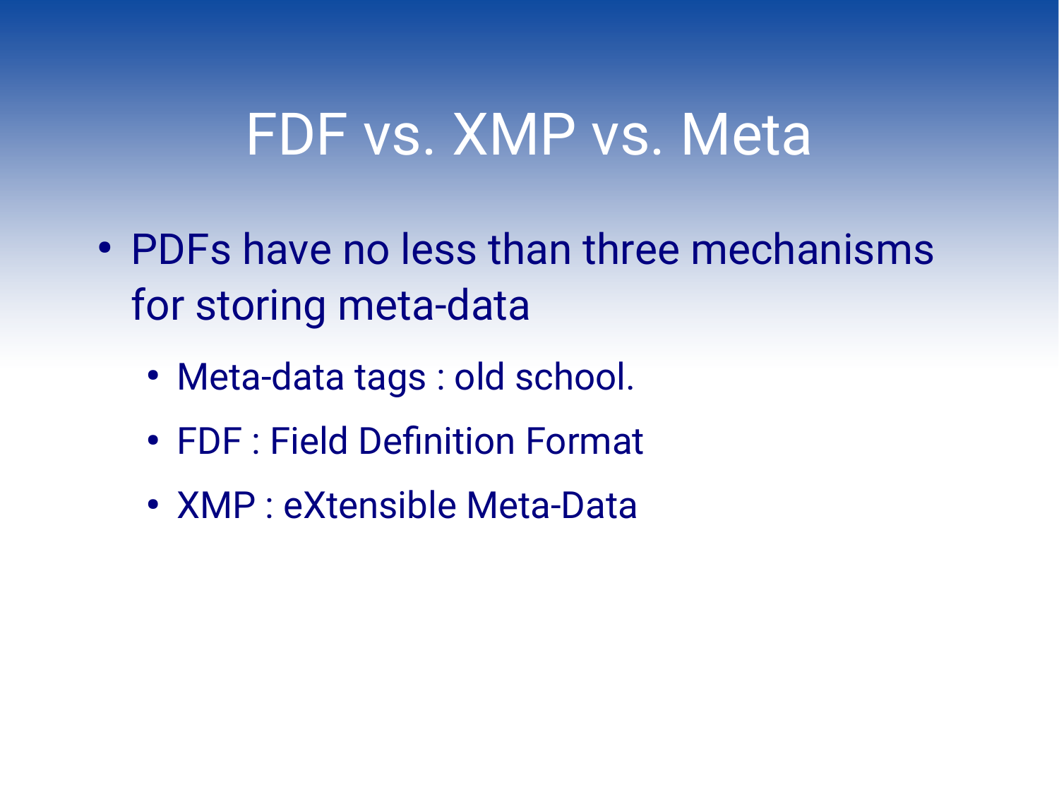# FDF vs. XMP vs. Meta

- PDFs have no less than three mechanisms for storing meta-data
  - Meta-data tags : old school.
  - FDF : Field Definition Format
  - XMP : eXtensible Meta-Data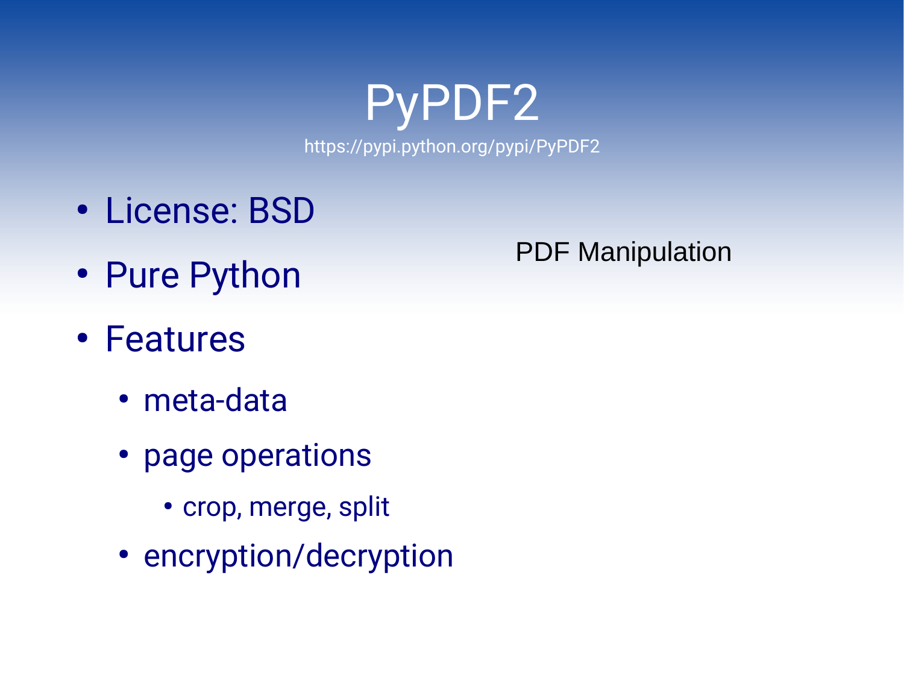# PyPDF2

https://pypi.python.org/pypi/PyPDF2

- License: BSD
- Pure Python
- Features
  - meta-data
  - page operations
    - crop, merge, split
  - encryption/decryption

PDF Manipulation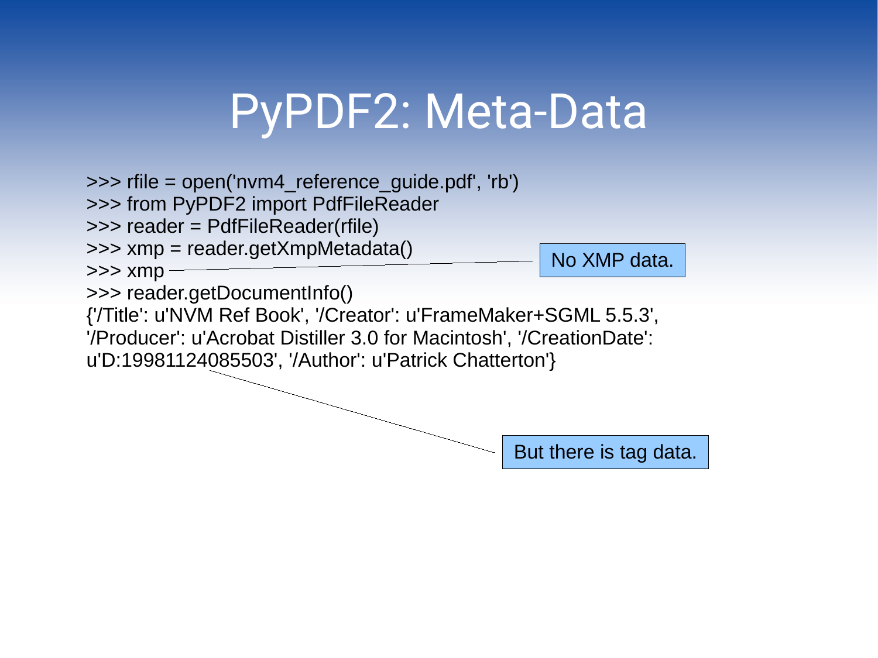# PyPDF2: Meta-Data

```
>>> rfile = open('nvm4_reference_guide.pdf', 'rb')
>>> from PyPDF2 import PdfFileReader
>>> reader = PdfFileReader(rfile)
>>> xmp = reader.getXmpMetadata()
>>> xmp
>>> reader.getDocumentInfo()
{'/Title': u'NVM Ref Book', '/Creator': u'FrameMaker+SGML 5.5.3',
'/Producer': u'Acrobat Distiller 3.0 for Macintosh', '/CreationDate':
u'D:19981124085503', '/Author': u'Patrick Chatterton'}
```

No XMP data.

But there is tag data.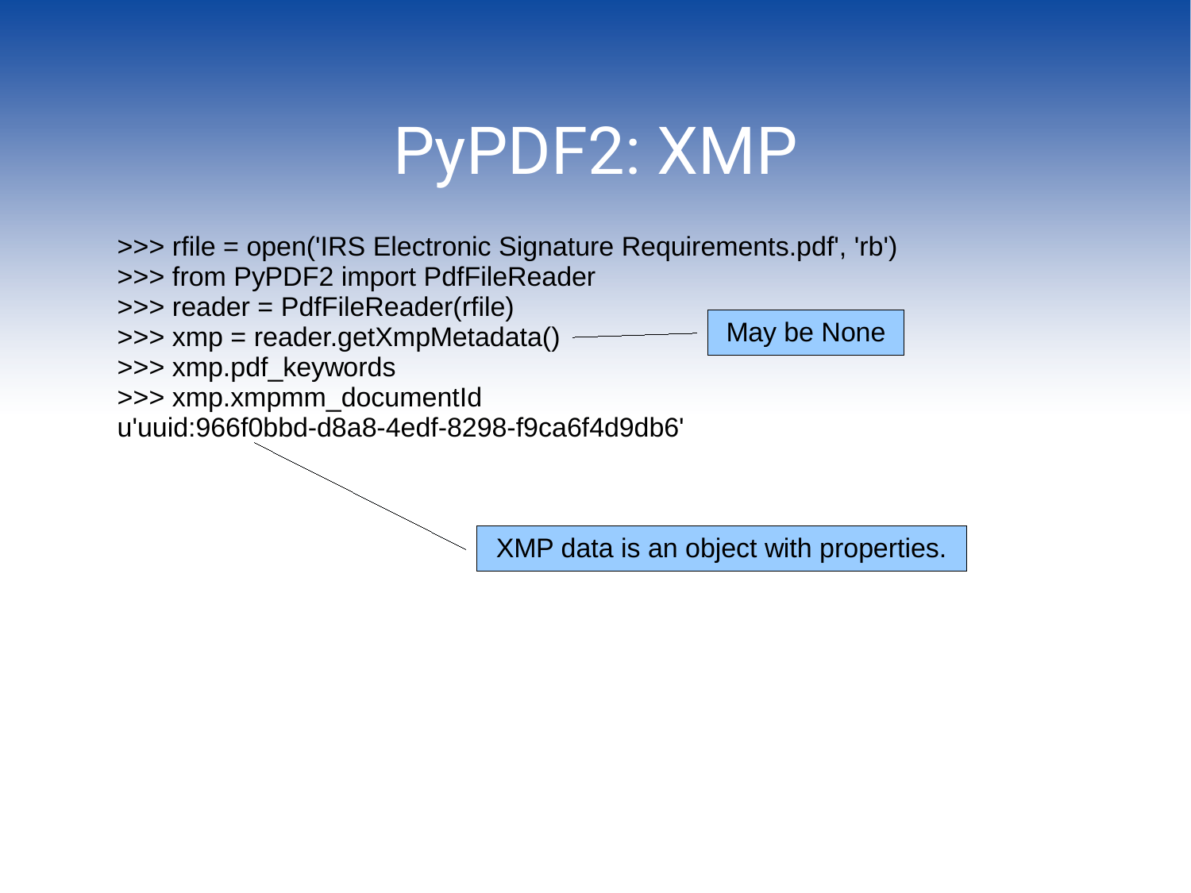# PyPDF2: XMP

```
>>> rfile = open('IRS Electronic Signature Requirements.pdf', 'rb')
>>> from PyPDF2 import PdfFileReader
>>> reader = PdfFileReader(rfile)
>>> xmp = reader.getXmpMetadata()
>>> xmp.pdf_keywords
>>> xmp.xmpmm_documentId
u'uuid:966f0bbd-d8a8-4edf-8298-f9ca6f4d9db6'
```

May be None

XMP data is an object with properties.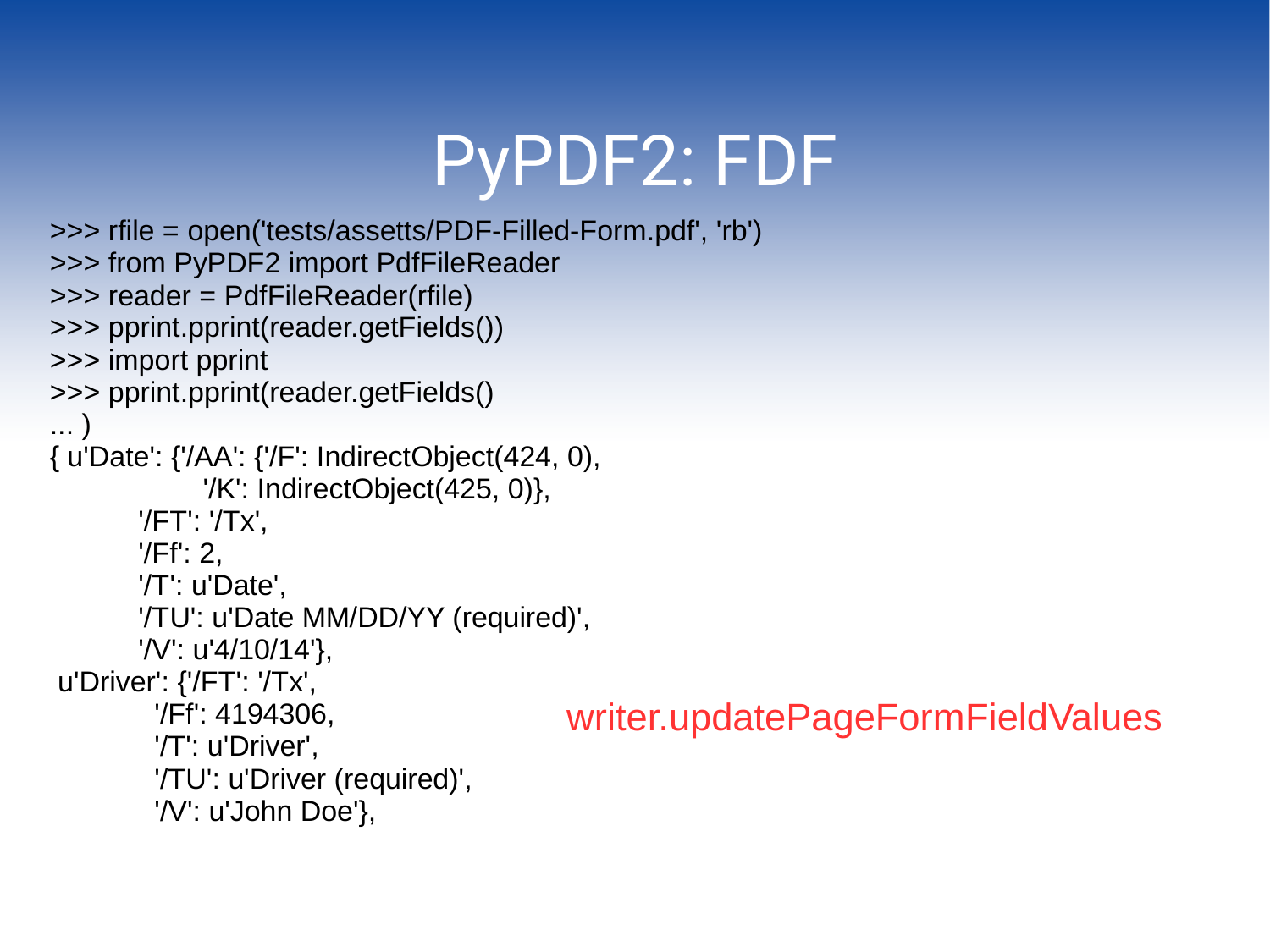# PyPDF2: FDF

```
>>> rfile = open('tests/assetts/PDF-Filled-Form.pdf', 'rb')
>>> from PyPDF2 import PdfFileReader
>>> reader = PdfFileReader(rfile)
>>> pprint.pprint(reader.getFields())
>>> import pprint
>>> pprint.pprint(reader.getFields()
... )
{ u'Date': {'/AA': {'/F': IndirectObject(424, 0),
                    '/K': IndirectObject(425, 0)},
           '/FT': '/Tx',
           '/Ff': 2,
           '/T': u'Date',
           '/TU': u'Date MM/DD/YY (required)',
           '/V': u'4/10/14'},
 u'Driver': {'/FT': '/Tx',
             '/Ff': 4194306,
             '/T': u'Driver',
             '/TU': u'Driver (required)',
             '/V': u'John Doe'},
```

writer.updatePageFormFieldValues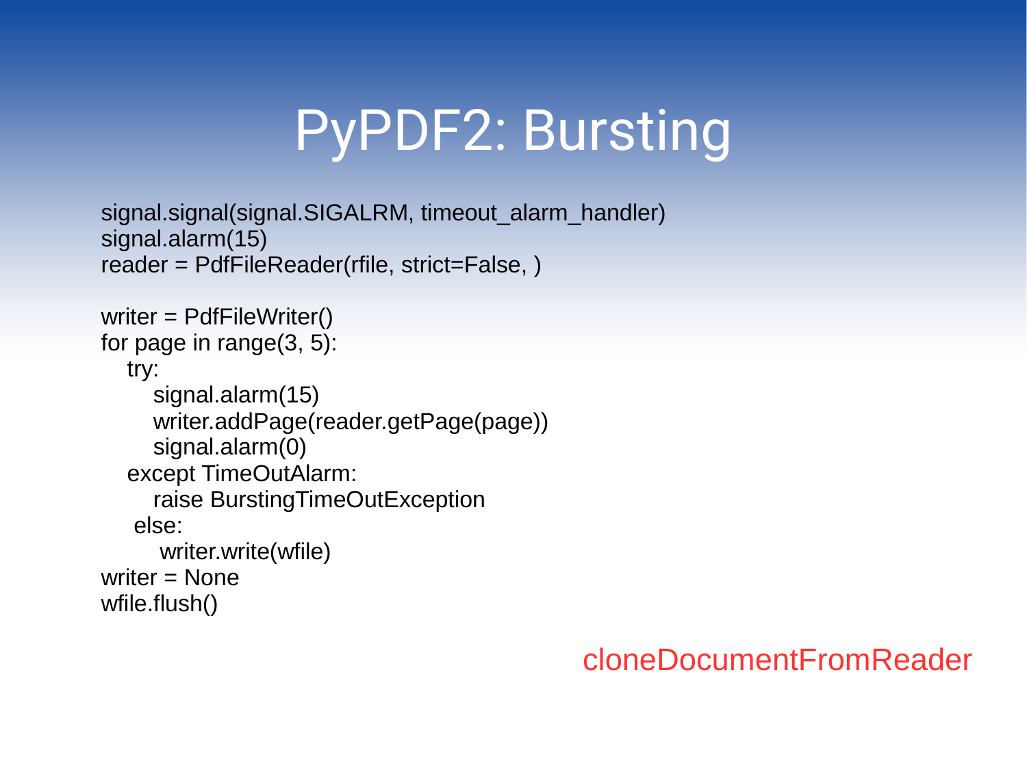# PyPDF2: Bursting

```
signal.signal(signal.SIGALRM, timeout_alarm_handler)
signal.alarm(15)
reader = PdfFileReader(rfile, strict=False, )

writer = PdfFileWriter()
for page in range(3, 5):
    try:
        signal.alarm(15)
        writer.addPage(reader.getPage(page))
        signal.alarm(0)
    except TimeOutAlarm:
        raise BurstingTimeOutException
    else:
        writer.write(wfile)
writer = None
wfile.flush()
```

cloneDocumentFromReader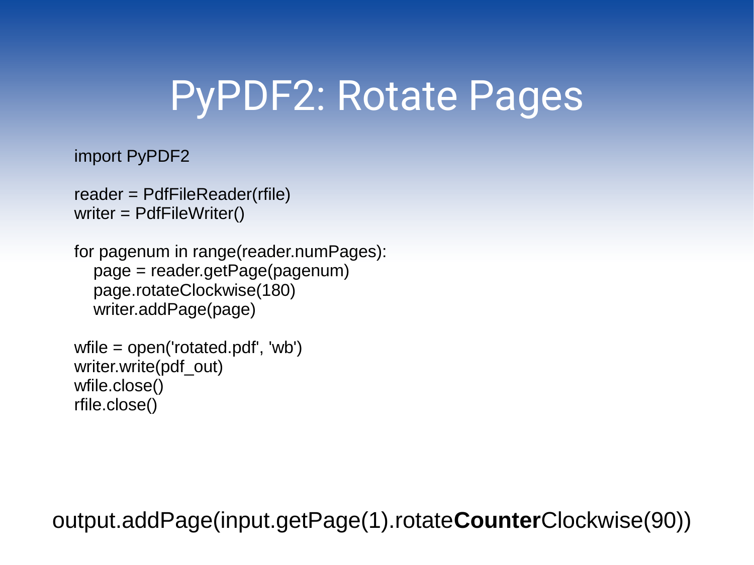# PyPDF2: Rotate Pages

```
import PyPDF2

reader = PdfFileReader(rfile)
writer = PdfFileWriter()

for pagenum in range(reader.numPages):
    page = reader.getPage(pagenum)
    page.rotateClockwise(180)
    writer.addPage(page)

wfile = open('rotated.pdf', 'wb')
writer.write(pdf_out)
wfile.close()
rfile.close()
```

output.addPage(input.getPage(1).rotate**Counter**Clockwise(90))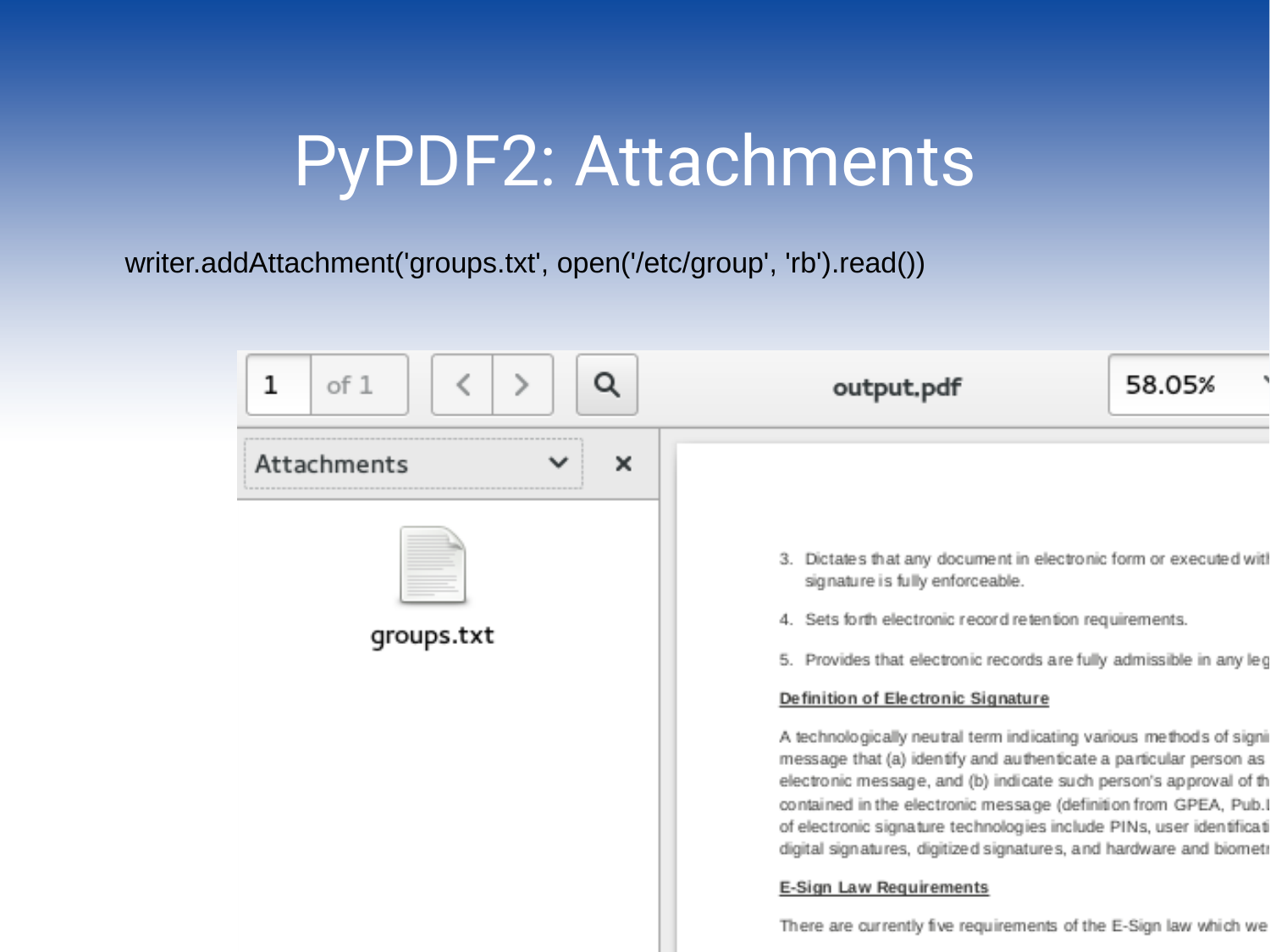# PyPDF2: Attachments

```
writer.addAttachment('groups.txt', open('/etc/group', 'rb').read())
```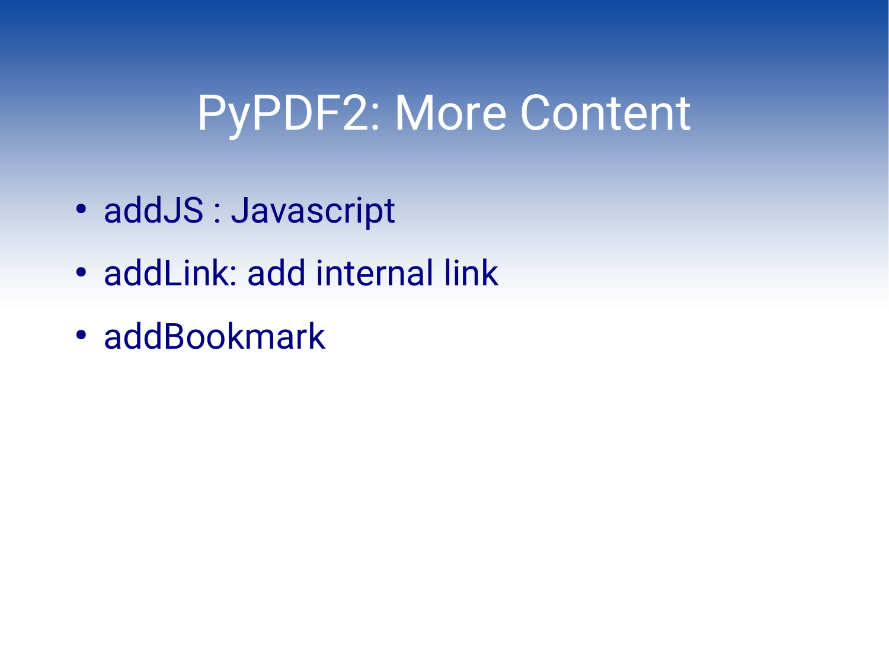# PyPDF2: More Content

- addJS : Javascript
- addLink: add internal link
- addBookmark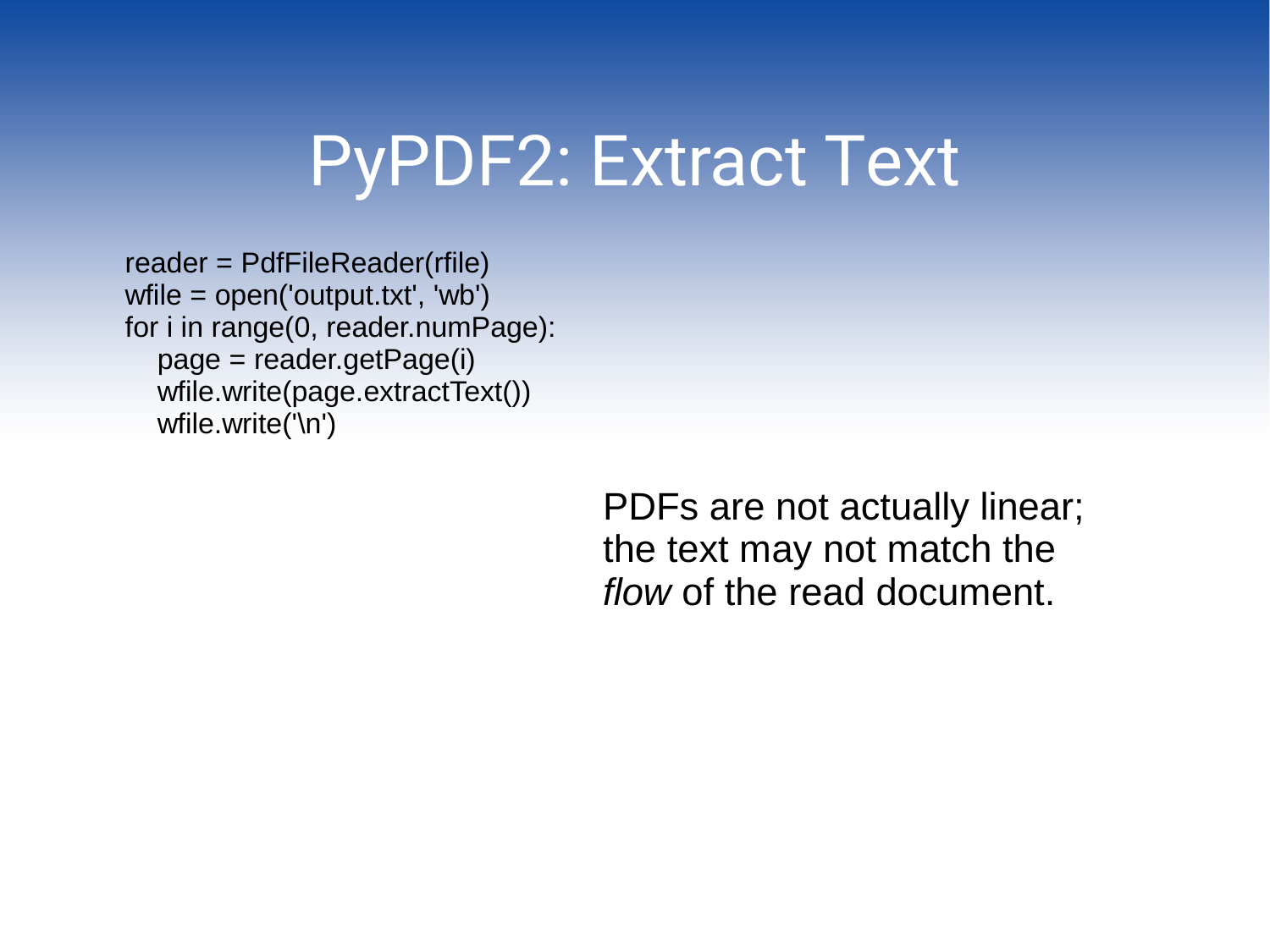# PyPDF2: Extract Text

```
reader = PdfFileReader(rfile)
wfile = open('output.txt', 'wb')
for i in range(0, reader.numPage):
   page = reader.getPage(i)
   wfile.write(page.extractText())
   wfile.write('\n')
```

PDFs are not actually linear; the text may not match the *flow* of the read document.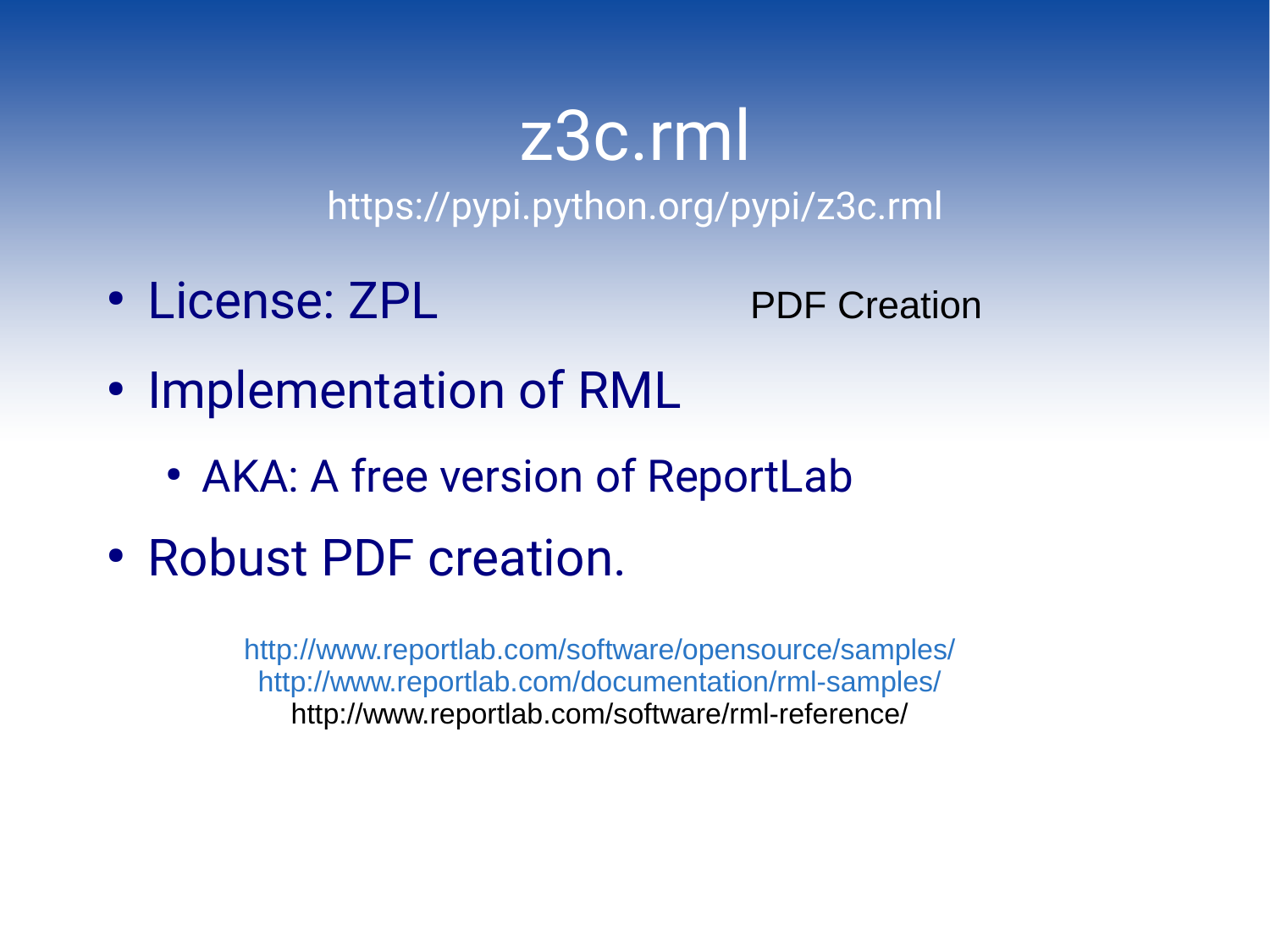# z3c.rml

https://pypi.python.org/pypi/z3c.rml

- License: ZPL
- Implementation of RML
  - AKA: A free version of ReportLab
- Robust PDF creation.

PDF Creation

http://www.reportlab.com/software/opensource/samples/
http://www.reportlab.com/documentation/rml-samples/
http://www.reportlab.com/software/rml-reference/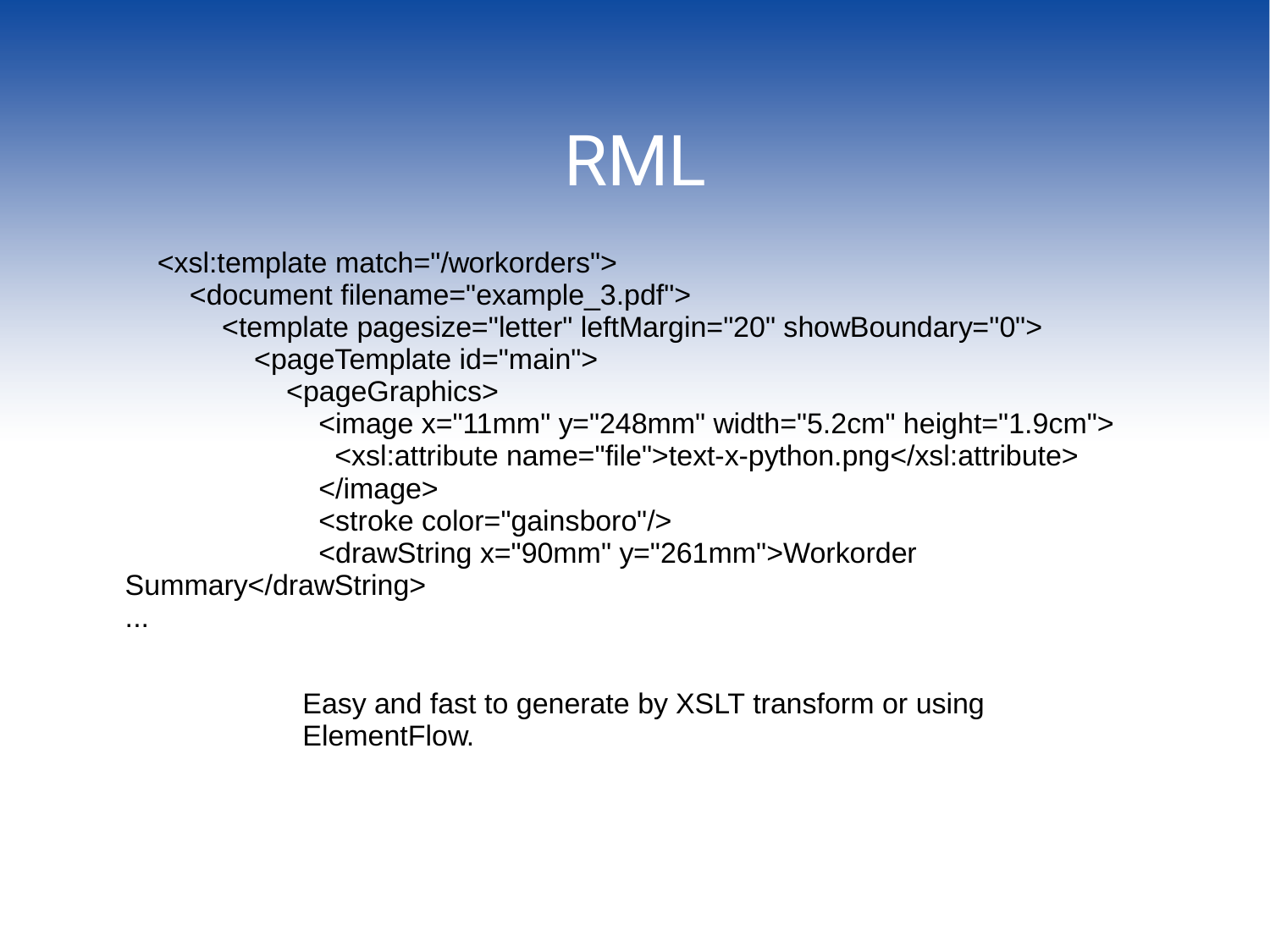# RML

```
<xsl:template match="/workorders">
   <document filename="example_3.pdf">
      <template pagesize="letter" leftMargin="20" showBoundary="0">
         <pageTemplate id="main">
            <pageGraphics>
               <image x="11mm" y="248mm" width="5.2cm" height="1.9cm">
                 <xsl:attribute name="file">text-x-python.png</xsl:attribute>
               </image>
               <stroke color="gainsboro"/>
               <drawString x="90mm" y="261mm">Workorder
Summary</drawString>
...
```

Easy and fast to generate by XSLT transform or using ElementFlow.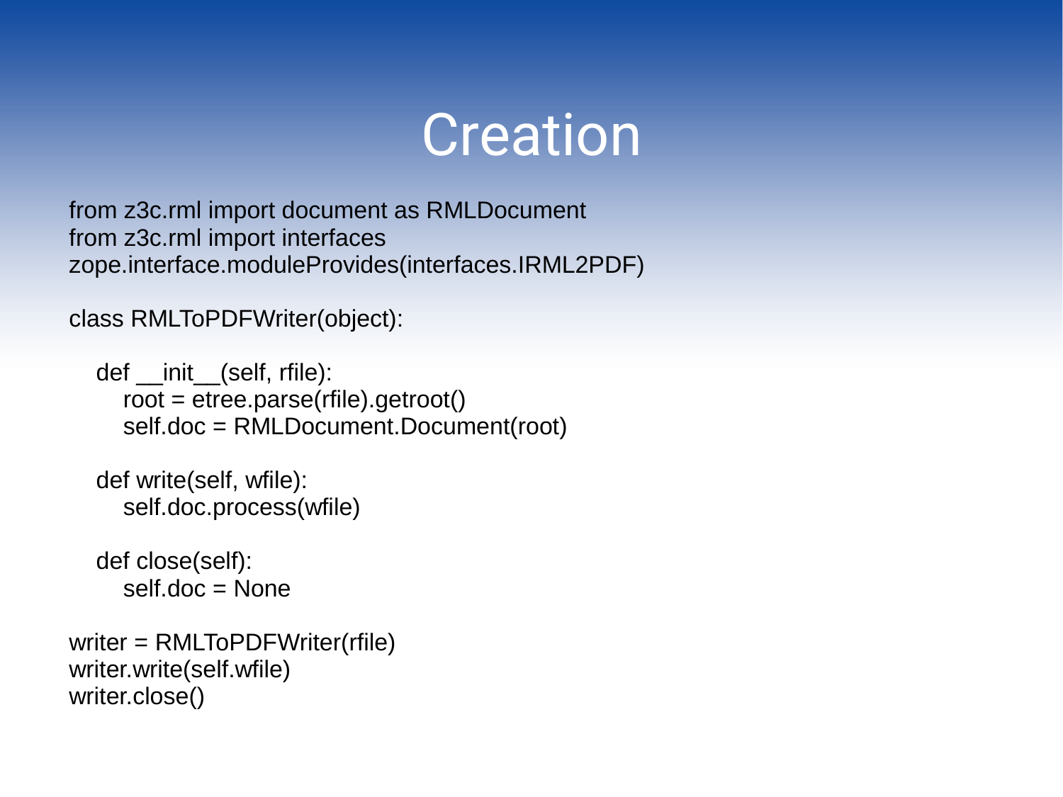# Creation

```
from z3c.rml import document as RMLDocument
from z3c.rml import interfaces
zope.interface.moduleProvides(interfaces.IRML2PDF)

class RMLToPDFWriter(object):

   def __init__(self, rfile):
      root = etree.parse(rfile).getroot()
      self.doc = RMLDocument.Document(root)

   def write(self, wfile):
      self.doc.process(wfile)

   def close(self):
      self.doc = None

writer = RMLToPDFWriter(rfile)
writer.write(self.wfile)
writer.close()
```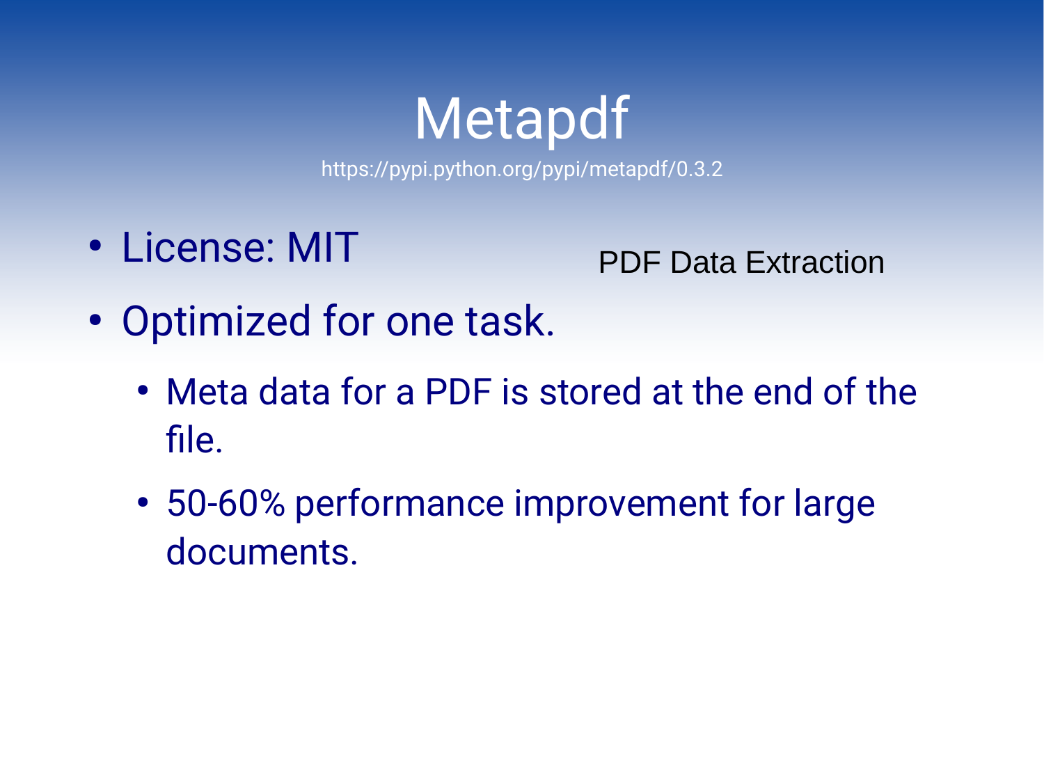# Metapdf

https://pypi.python.org/pypi/metapdf/0.3.2

PDF Data Extraction

- License: MIT
- Optimized for one task.
  - Meta data for a PDF is stored at the end of the file.
  - 50-60% performance improvement for large documents.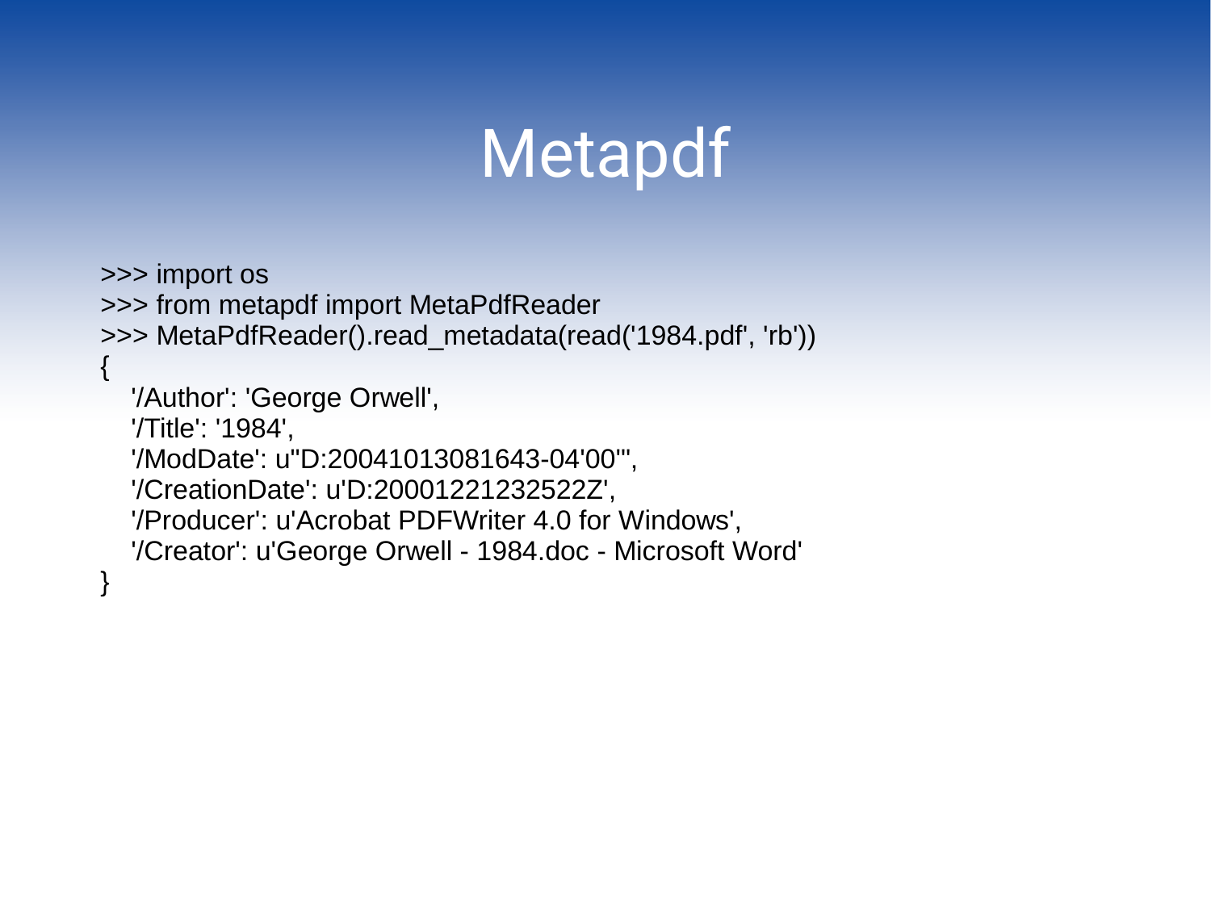# Metapdf

```
>>> import os
>>> from metapdf import MetaPdfReader
>>> MetaPdfReader().read_metadata(read('1984.pdf', 'rb'))
{
   '/Author': 'George Orwell',
   '/Title': '1984',
   '/ModDate': u"D:20041013081643-04'00'",
   '/CreationDate': u'D:20001221232522Z',
   '/Producer': u'Acrobat PDFWriter 4.0 for Windows',
   '/Creator': u'George Orwell - 1984.doc - Microsoft Word'
}
```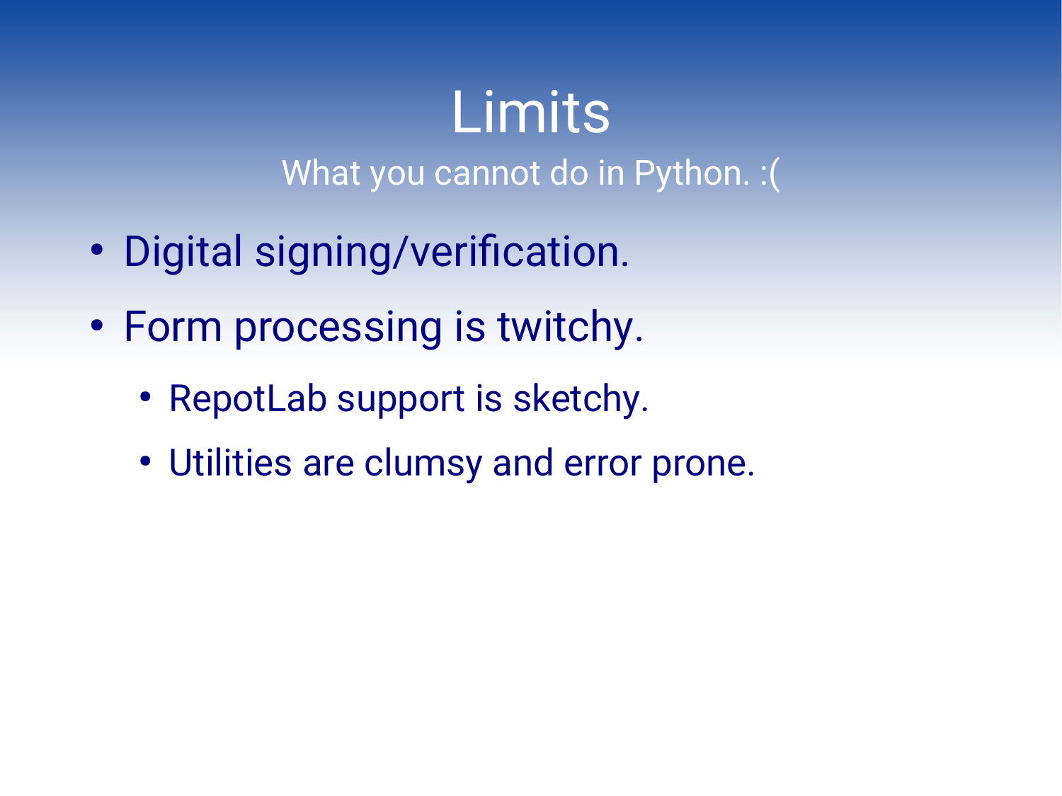# Limits

What you cannot do in Python. :(

- Digital signing/verification.
- Form processing is twitchy.
  - RepotLab support is sketchy.
  - Utilities are clumsy and error prone.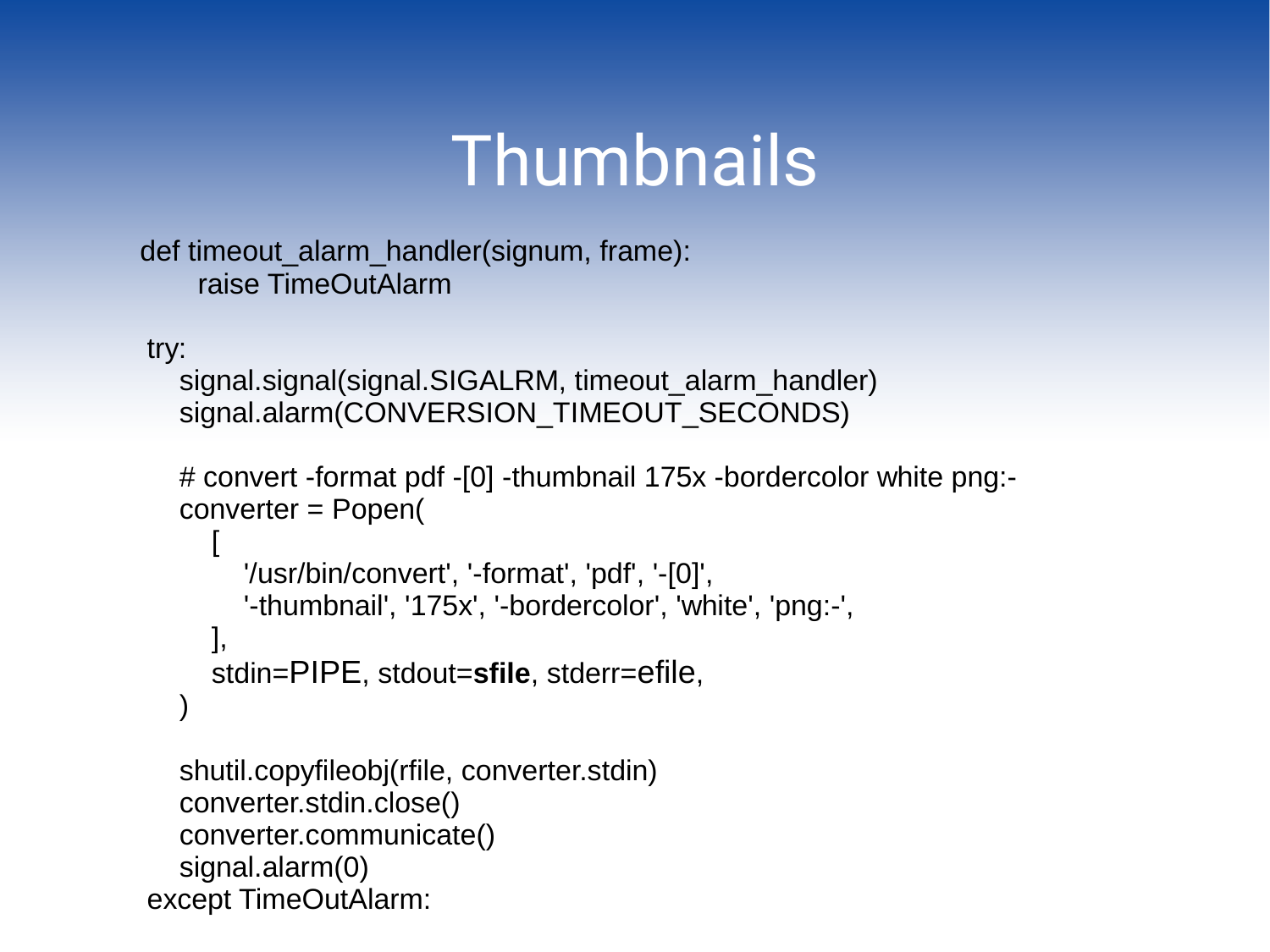# Thumbnails

```
def timeout_alarm_handler(signum, frame):
    raise TimeOutAlarm

try:
    signal.signal(signal.SIGALRM, timeout_alarm_handler)
    signal.alarm(CONVERSION_TIMEOUT_SECONDS)

    # convert -format pdf -[0] -thumbnail 175x -bordercolor white png:-
    converter = Popen(
        [
            '/usr/bin/convert', '-format', 'pdf', '-[0]',
            '-thumbnail', '175x', '-bordercolor', 'white', 'png:-',
        ],
        stdin=PIPE, stdout=sfile, stderr=efile,
    )

    shutil.copyfileobj(rfile, converter.stdin)
    converter.stdin.close()
    converter.communicate()
    signal.alarm(0)
except TimeOutAlarm:
```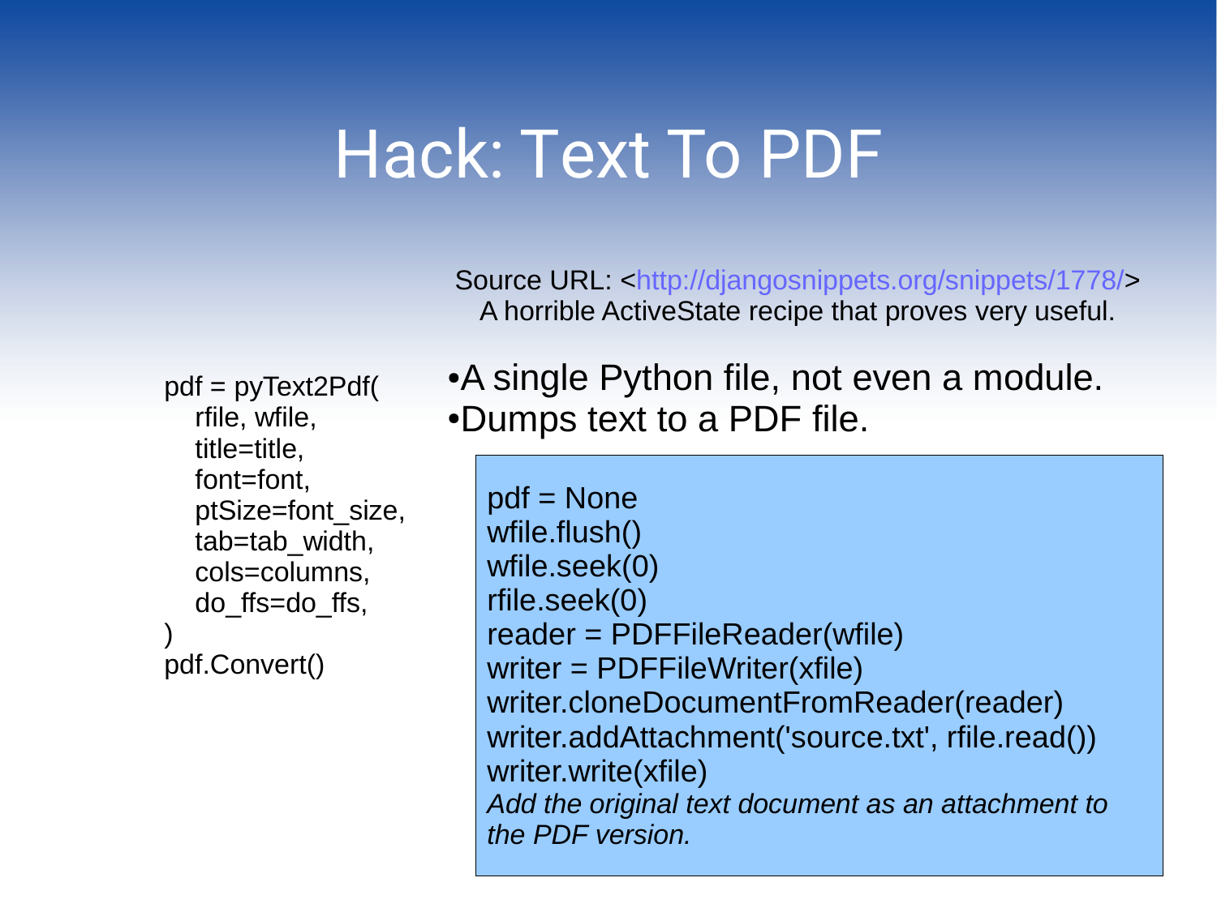# Hack: Text To PDF

Source URL: <http://djangosnippets.org/snippets/1778/>
A horrible ActiveState recipe that proves very useful.

```
pdf = pyText2Pdf(
   rfile, wfile,
   title=title,
   font=font,
   ptSize=font_size,
   tab=tab_width,
   cols=columns,
   do_ffs=do_ffs,
)
pdf.Convert()
```

- A single Python file, not even a module.
- Dumps text to a PDF file.

```
pdf = None
wfile.flush()
wfile.seek(0)
rfile.seek(0)
reader = PDFFileReader(wfile)
writer = PDFFileWriter(xfile)
writer.cloneDocumentFromReader(reader)
writer.addAttachment('source.txt', rfile.read())
writer.write(xfile)
```

*Add the original text document as an attachment to the PDF version.*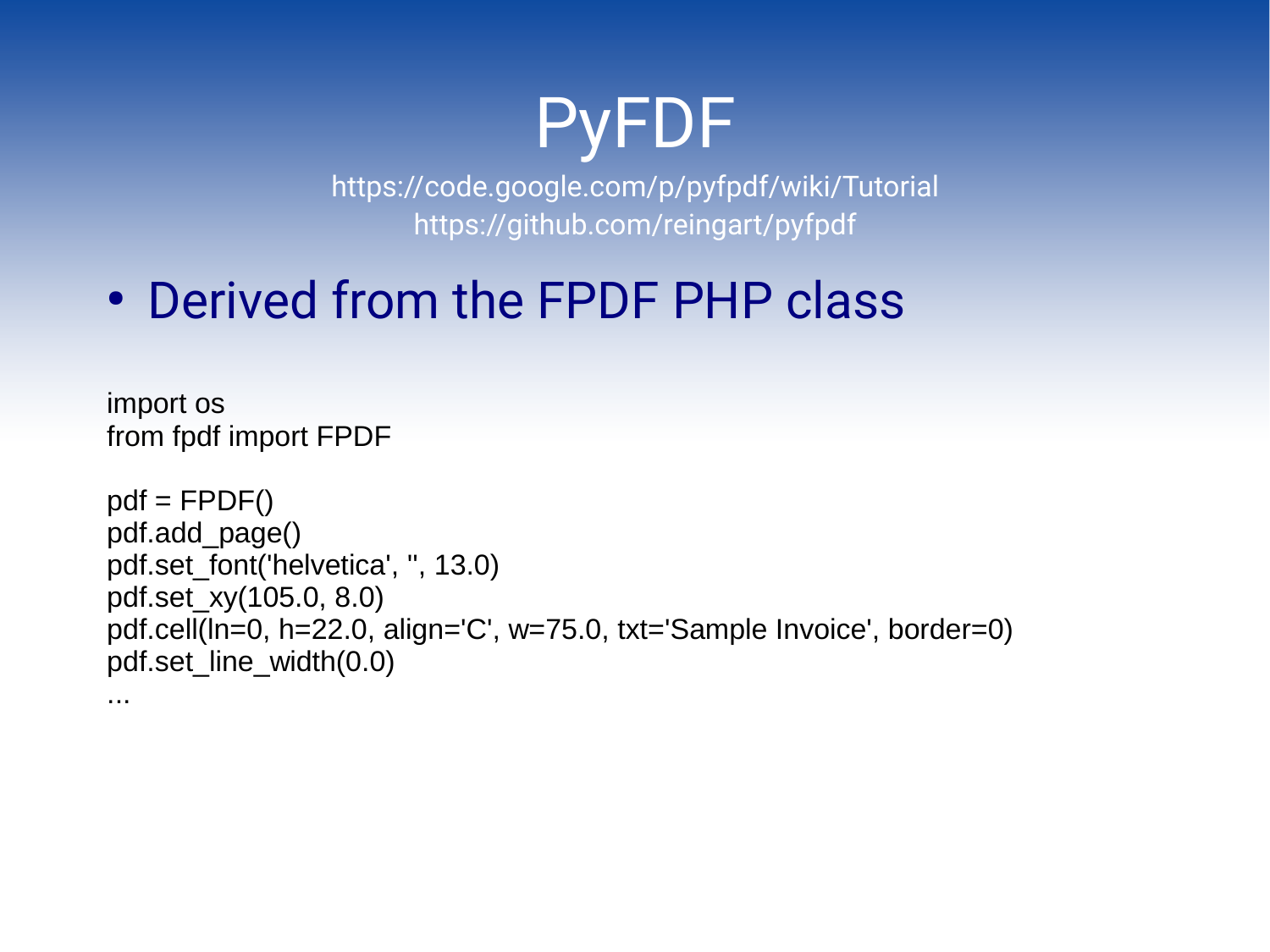# PyFDF

https://code.google.com/p/pyfpdf/wiki/Tutorial
https://github.com/reingart/pyfpdf

- Derived from the FPDF PHP class

```
import os
from fpdf import FPDF

pdf = FPDF()
pdf.add_page()
pdf.set_font('helvetica', '', 13.0)
pdf.set_xy(105.0, 8.0)
pdf.cell(ln=0, h=22.0, align='C', w=75.0, txt='Sample Invoice', border=0)
pdf.set_line_width(0.0)
...
```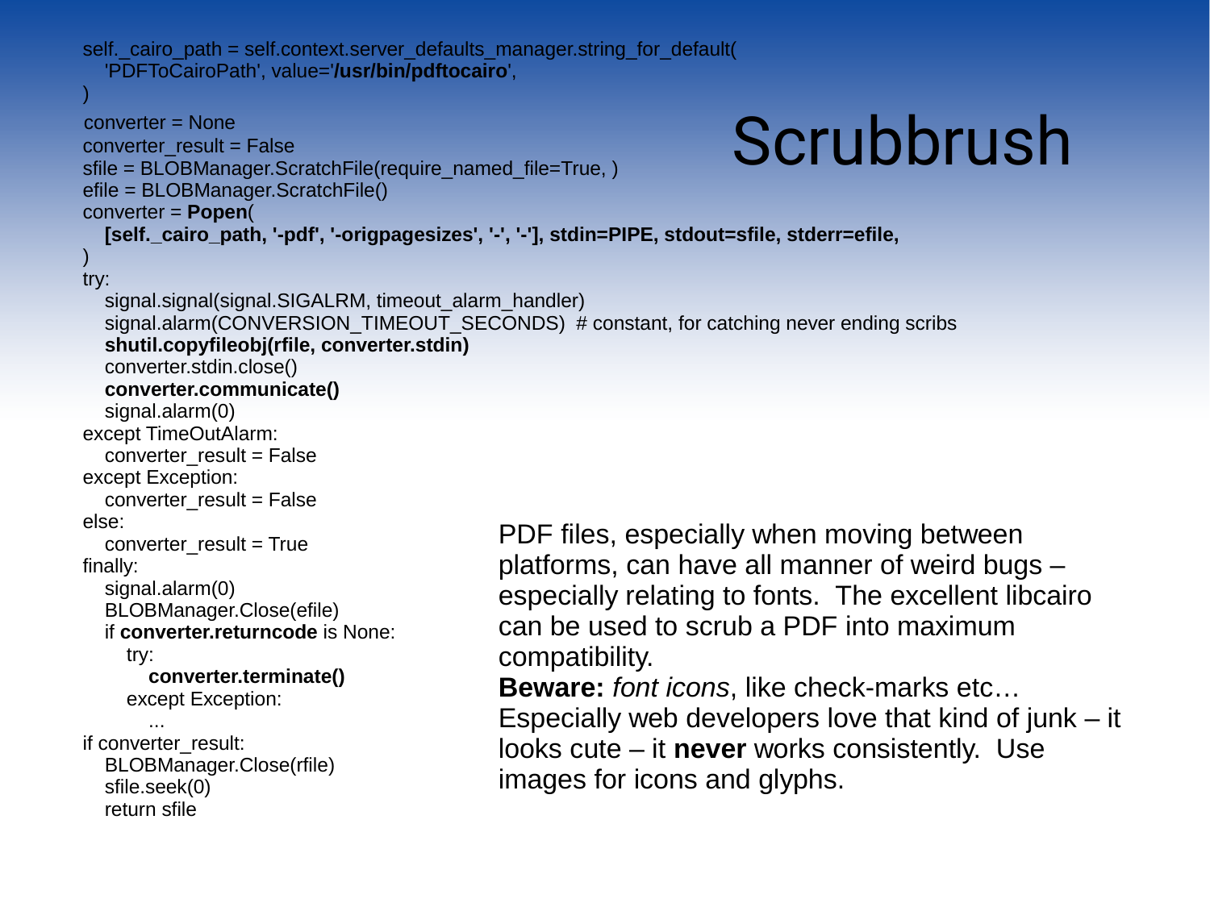# Scrubbrush

```
self._cairo_path = self.context.server_defaults_manager.string_for_default(
    'PDFToCairoPath', value='/usr/bin/pdftocairo',
)
converter = None
converter_result = False
sfile = BLOBManager.ScratchFile(require_named_file=True, )
efile = BLOBManager.ScratchFile()
converter = Popen(
    [self._cairo_path, '-pdf', '-origpagesizes', '-', '-'], stdin=PIPE, stdout=sfile, stderr=efile,
)
try:
    signal.signal(signal.SIGALRM, timeout_alarm_handler)
    signal.alarm(CONVERSION_TIMEOUT_SECONDS)  # constant, for catching never ending scribs
    shutil.copyfileobj(rfile, converter.stdin)
    converter.stdin.close()
    converter.communicate()
    signal.alarm(0)
except TimeOutAlarm:
    converter_result = False
except Exception:
    converter_result = False
else:
    converter_result = True
finally:
    signal.alarm(0)
    BLOBManager.Close(efile)
    if converter.returncode is None:
        try:
            converter.terminate()
        except Exception:
            ...
if converter_result:
    BLOBManager.Close(rfile)
    sfile.seek(0)
    return sfile
```

PDF files, especially when moving between platforms, can have all manner of weird bugs – especially relating to fonts. The excellent libcairo can be used to scrub a PDF into maximum compatibility.

**Beware:** *font icons*, like check-marks etc… Especially web developers love that kind of junk – it looks cute – it **never** works consistently. Use images for icons and glyphs.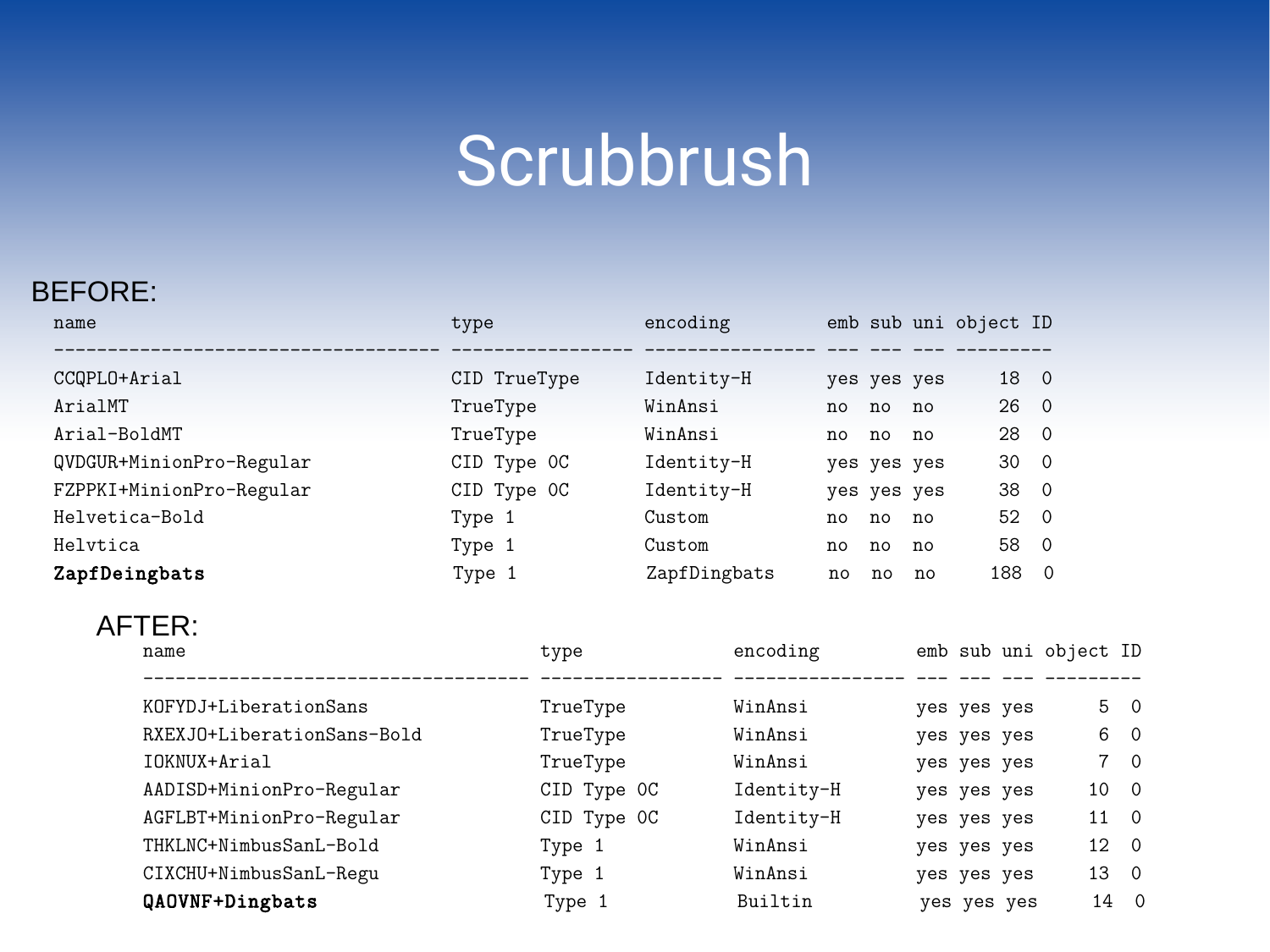# Scrubbrush

BEFORE:

| name | type | encoding | emb | sub | uni | object | ID |
|---|---|---|---|---|---|---|---|
| CCQPLO+Arial | CID TrueType | Identity-H | yes | yes | yes | 18 | 0 |
| ArialMT | TrueType | WinAnsi | no | no | no | 26 | 0 |
| Arial-BoldMT | TrueType | WinAnsi | no | no | no | 28 | 0 |
| QVDGUR+MinionPro-Regular | CID Type 0C | Identity-H | yes | yes | yes | 30 | 0 |
| FZPPKI+MinionPro-Regular | CID Type 0C | Identity-H | yes | yes | yes | 38 | 0 |
| Helvetica-Bold | Type 1 | Custom | no | no | no | 52 | 0 |
| Helvtica | Type 1 | Custom | no | no | no | 58 | 0 |
| **ZapfDeingbats** | Type 1 | ZapfDingbats | no | no | no | 188 | 0 |

AFTER:

| name | type | encoding | emb | sub | uni | object | ID |
|---|---|---|---|---|---|---|---|
| KOFYDJ+LiberationSans | TrueType | WinAnsi | yes | yes | yes | 5 | 0 |
| RXEXJO+LiberationSans-Bold | TrueType | WinAnsi | yes | yes | yes | 6 | 0 |
| IOKNUX+Arial | TrueType | WinAnsi | yes | yes | yes | 7 | 0 |
| AADISD+MinionPro-Regular | CID Type 0C | Identity-H | yes | yes | yes | 10 | 0 |
| AGFLBT+MinionPro-Regular | CID Type 0C | Identity-H | yes | yes | yes | 11 | 0 |
| THKLNC+NimbusSanL-Bold | Type 1 | WinAnsi | yes | yes | yes | 12 | 0 |
| CIXCHU+NimbusSanL-Regu | Type 1 | WinAnsi | yes | yes | yes | 13 | 0 |
| **QAOVNF+Dingbats** | Type 1 | Builtin | yes | yes | yes | 14 | 0 |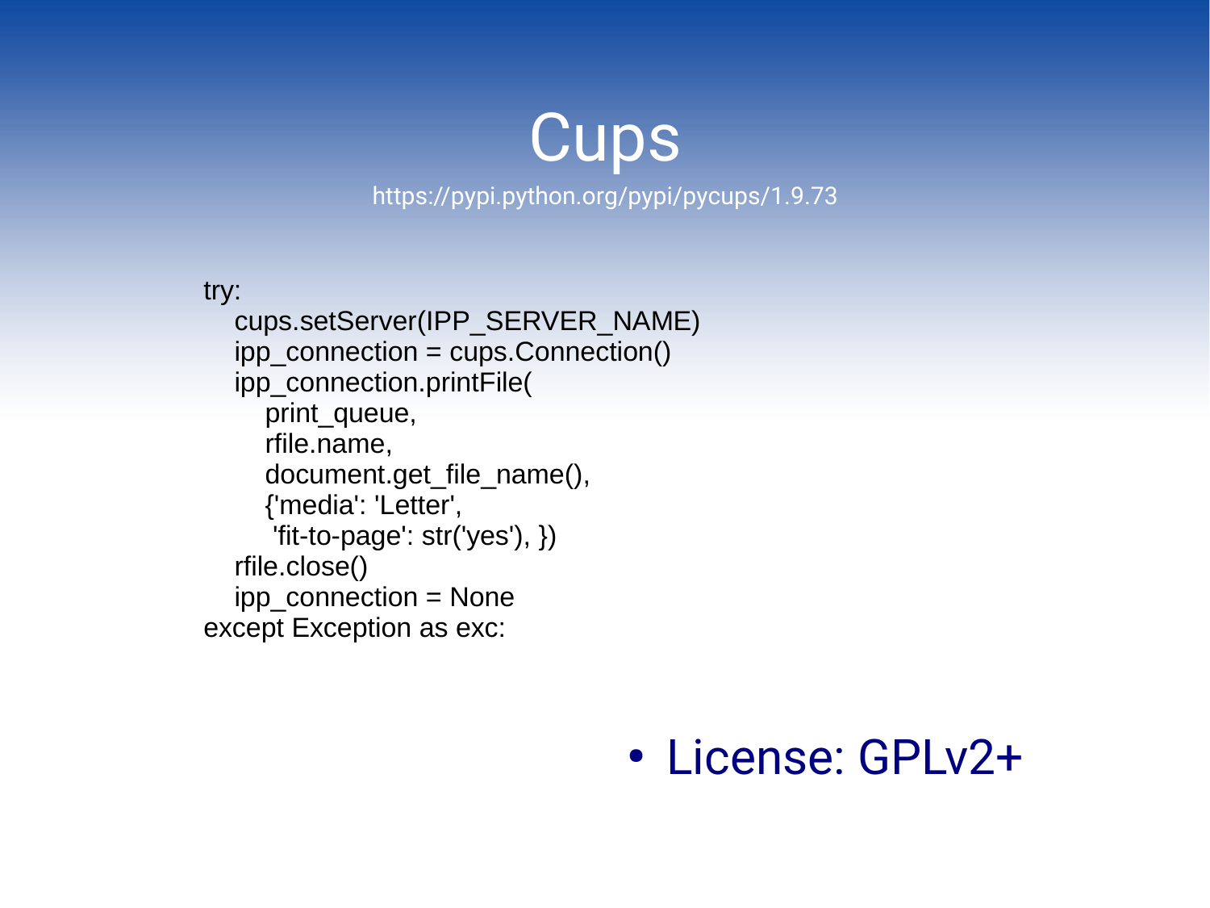# Cups

https://pypi.python.org/pypi/pycups/1.9.73

```
try:
    cups.setServer(IPP_SERVER_NAME)
    ipp_connection = cups.Connection()
    ipp_connection.printFile(
        print_queue,
        rfile.name,
        document.get_file_name(),
        {'media': 'Letter',
         'fit-to-page': str('yes'), })
    rfile.close()
    ipp_connection = None
except Exception as exc:
```

- License: GPLv2+